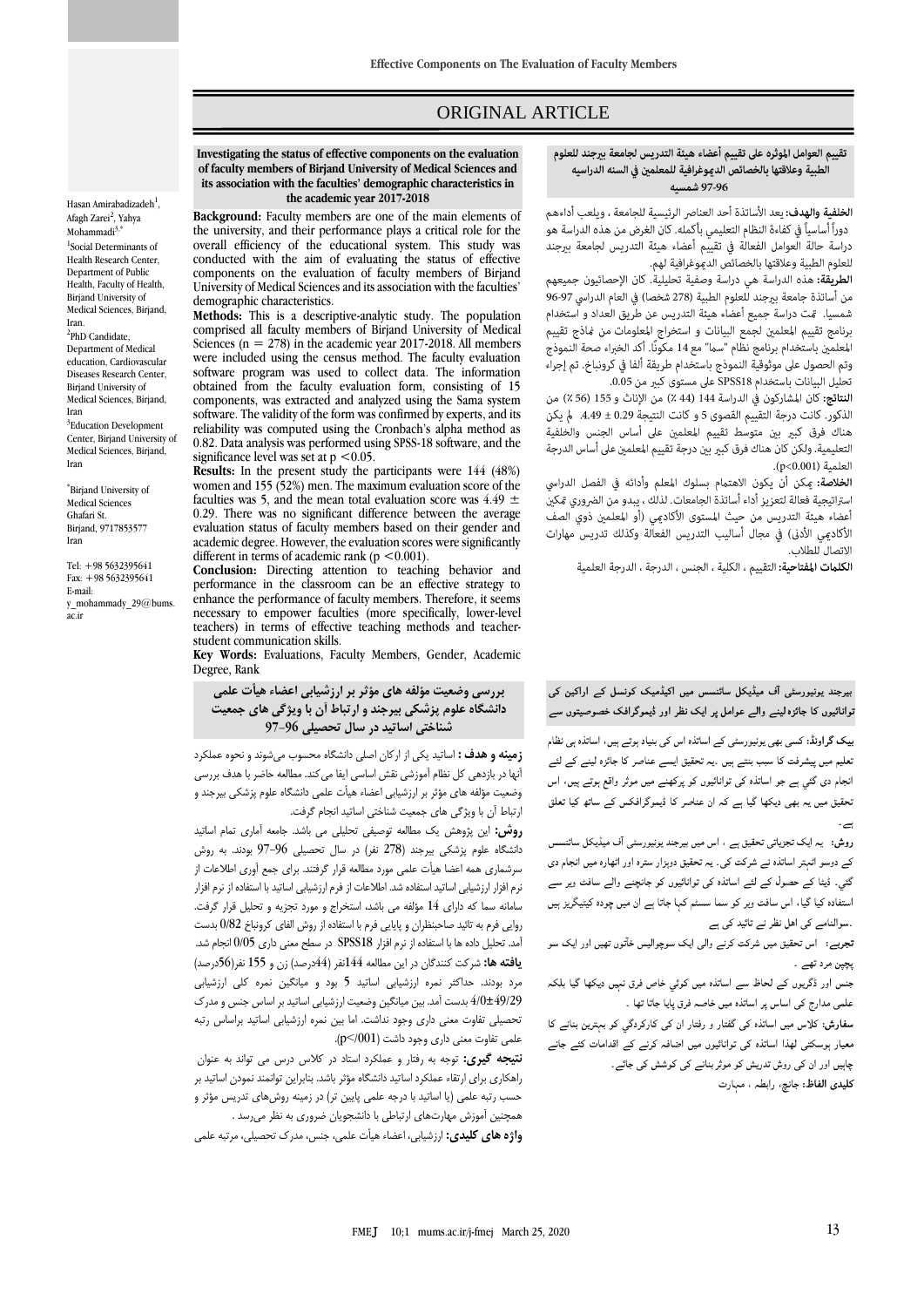# ORIGINAL ARTICLE

Hasan Amirabadizadeh[1], Afagh Zarei[2], Yahya Mohammadi[3,*]

[1]Social Determinants of Health Research Center, Department of Public Health, Faculty of Health, Birjand University of Medical Sciences, Birjand, Iran.

[2]PhD Candidate, Department of Medical education, Cardiovascular Diseases Research Center, Birjand University of Medical Sciences, Birjand, Iran

[3]Education Development Center, Birjand University of Medical Sciences, Birjand, Iran

*Birjand University of Medical Sciences Ghafari St. Birjand, 9717853577 Iran

Tel: +98 5632395641
Fax: +98 5632395641
E-mail: y_mohammady_29@bums.ac.ir

## Investigating the status of effective components on the evaluation of faculty members of Birjand University of Medical Sciences and its association with the faculties' demographic characteristics in the academic year 2017-2018

**Background:** Faculty members are one of the main elements of the university, and their performance plays a critical role for the overall efficiency of the educational system. This study was conducted with the aim of evaluating the status of effective components on the evaluation of faculty members of Birjand University of Medical Sciences and its association with the faculties' demographic characteristics.

**Methods:** This is a descriptive-analytic study. The population comprised all faculty members of Birjand University of Medical Sciences (n = 278) in the academic year 2017-2018. All members were included using the census method. The faculty evaluation software program was used to collect data. The information obtained from the faculty evaluation form, consisting of 15 components, was extracted and analyzed using the Sama system software. The validity of the form was confirmed by experts, and its reliability was computed using the Cronbach's alpha method as 0.82. Data analysis was performed using SPSS-18 software, and the significance level was set at $p < 0.05$.

**Results:** In the present study the participants were 144 (48%) women and 155 (52%) men. The maximum evaluation score of the faculties was 5, and the mean total evaluation score was $4.49 \pm 0.29$. There was no significant difference between the average evaluation status of faculty members based on their gender and academic degree. However, the evaluation scores were significantly different in terms of academic rank ($p < 0.001$).

**Conclusion:** Directing attention to teaching behavior and performance in the classroom can be an effective strategy to enhance the performance of faculty members. Therefore, it seems necessary to empower faculties (more specifically, lower-level teachers) in terms of effective teaching methods and teacher-student communication skills.

**Key Words:** Evaluations, Faculty Members, Gender, Academic Degree, Rank

## تقييم العوامل المؤثره على تقييم أعضاء هيئة التدريس لجامعة بيرجند للعلوم الطبية وعلاقتها بالخصائص الديموغرافية للمعلمين في السنه الدراسيه 97-96 شمسيه

**الخلفية والهدف:** يعد الأساتذة أحد العناصر الرئيسية للجامعة ، ويلعب أداءهم دوراً أساسياً في كفاءة النظام التعليمي بأكمله. كان الغرض من هذه الدراسة هو دراسة حالة العوامل الفعالة في تقييم أعضاء هيئة التدريس لجامعة بيرجند للعلوم الطبية وعلاقتها بالخصائص الديموغرافية لهم.

**الطريقة:** هذه الدراسة هي دراسة وصفية تحليلية. كان الإحصائيون جميعهم من أساتذة جامعة بيرجند للعلوم الطبية (278 شخصا) في العام الدراسي 97-96 شمسيا. تمت دراسة جميع أعضاء هيئة التدريس عن طريق العداد و استخدام برنامج تقييم المعلمين لجمع البيانات و استخراج المعلومات من نماذج تقييم المعلمين باستخدام برنامج نظام "سما" مع 14 مكونًا. أكد الخبراء صحة النموذج وتم الحصول على موثوقية النموذج باستخدام طريقة ألفا في كورنباخ. تم إجراء تحليل البيانات باستخدام SPSS18 على مستوى كبير من 0.05.

**النتائج:** كان المشاركون في الدراسة 144 (44 ٪) من الإناث و 155 (56 ٪) من الذكور. كانت درجة التقييم القصوى 5 و كانت النتيجة 0.29 ± 4.49. لم يكن هناك فرق كبير بين متوسط تقييم المعلمين على أساس الجنس والخلفية التعليمية. ولكن كان هناك فرق كبير بين درجة تقييم المعلمين على أساس الدرجة العلمية (p<0.001).

**الخلاصة:** يمكن أن يكون الاهتمام بسلوك المعلم وأدائه في الفصل الدراسي استراتيجية فعالة لتعزيز أداء أساتذة الجامعات. لذلك ، يبدو من الضروري تمكين أعضاء هيئة التدريس من حيث المستوى الأكاديمي (أو المعلمين ذوي الصف الأكاديمي الأدنى) في مجال أساليب التدريس الفعالة وكذلك تدريس مهارات الاتصال للطلاب.

**الكلمات المفتاحية:** التقييم ، الكلية ، الجنس ، الدرجة ، الدرجة العلمية

## بررسی وضعیت مؤلفه های مؤثر بر ارزشیابی اعضاء هیأت علمی دانشگاه علوم پزشکی بیرجند و ارتباط آن با ویژگی های جمعیت شناختی اساتید در سال تحصیلی 96-97

**زمینه و هدف :** اساتید یکی از ارکان اصلی دانشگاه محسوب می‌شوند و نحوه عملکرد آنها در بازدهی کل نظام آموزشی نقش اساسی ایفا می‌کند. مطالعه حاضر با هدف بررسی وضعیت مؤلفه های مؤثر بر ارزشیابی اعضاء هیأت علمی دانشگاه علوم پزشکی بیرجند و ارتباط آن با ویژگی های جمعیت شناختی اساتید انجام گرفت.

**روش:** این پژوهش یک مطالعه توصیفی تحلیلی می باشد. جامعه آماری تمام اساتید دانشگاه علوم پزشکی بیرجند (278 نفر) در سال تحصیلی 96-97 بودند. به روش سرشماری همه اعضا هیأت علمی مورد مطالعه قرار گرفتند. برای جمع آوری اطلاعات از نرم افزار ارزشیابی اساتید استفاده شد. اطلاعات از فرم ارزشیابی اساتید با استفاده از نرم افزار سامانه سما که دارای 14 مؤلفه می باشد، استخراج و مورد تجزیه و تحلیل قرار گرفت. روایی فرم به تائید صاحبنظران و پایایی فرم با استفاده از روش آلفای کرونباخ 0/82 بدست آمد. تحلیل داده ها با استفاده از نرم افزار SPSS18 در سطح معنی داری 0/05 انجام شد.

**یافته ها:** شرکت کنندگان در این مطالعه 144نفر (44درصد) زن و 155 نفر(56درصد) مرد بودند. حداکثر نمره ارزشیابی اساتید 5 بود و میانگین نمره کلی ارزشیابی 4/0±49/29 بدست آمد. بین میانگین وضعیت ارزشیابی اساتید بر اساس جنس و مدرک تحصیلی تفاوت معنی داری وجود نداشت. اما بین نمره ارزشیابی اساتید براساس رتبه علمی تفاوت معنی داری وجود داشت (p</001).

**نتیجه گیری:** توجه به رفتار و عملکرد استاد در کلاس درس می تواند به عنوان راهکاری برای ارتقاء عملکرد اساتید دانشگاه مؤثر باشد. بنابراین توانمند نمودن اساتید بر حسب رتبه علمی (یا اساتید با درجه علمی پایین تر) در زمینه روش‌های تدریس مؤثر و همچنین آموزش مهارت‌های ارتباطی با دانشجویان ضروری به نظر می‌رسد .

**واژه های کلیدی:** ارزشیابی، اعضاء هیأت علمی، جنس، مدرک تحصیلی، مرتبه علمی

## بیرجند یونیورسٹی آف میڈیکل سائنسس میں اکیڈمیک کونسل کے اراکین کی توانائیوں کا جائزہ لینے والے عوامل پر ایک نظر اور ڈیموگرافک خصوصیتوں سے

**بیک گراونڈ:** کسی بھی یونیورسٹی کے اساتذہ اس کی بنیاد ہوتے ہیں، اساتذہ ہی نظام تعلیم میں پیشرفت کا سبب بنتے ہیں ۔یہ تحقیق ایسے عناصر کا جائزہ لینے کے لئے انجام دی گئی ہے جو اساتذہ کی توانائیوں کو پرکھنے میں موثر واقع ہوتے ہیں، اس تحقیق میں یہ بھی دیکھا گیا ہے کہ ان عناصر کا ڈیموگرافکس کے ساتھ کیا تعلق ہے۔

**روش:** یہ ایک تجزیاتی تحقیق ہے ، اس میں بیرجند یونیورسٹی آف میڈیکل سائنسس کے دوسو اٹہتر اساتذہ نے شرکت کی۔ یہ تحقیق دوہزار سترہ اور اٹھارہ میں انجام دی گئی۔ ڈیٹا کے حصول کے لئے اساتذہ کی توانائیوں کو جانچنے والے سافٹ ویر سے استفادہ کیا گیا، اس سافٹ ویر کو سما سسٹم کہا جاتا ہے ان میں چودہ کیٹیگریز ہیں ۔سوالنامے کی اہل نظر نے تائید کی ہے

**تجربے:** اس تحقیق میں شرکت کرنے والی ایک سوچوالیس خاتون تھیں اور ایک سو پچپن مرد تھے ۔

جنس اور ڈگریوں کے لحاظ سے اساتذہ میں کوئي خاص فرق نہیں دیکھا گیا بلکہ علمی مدارج کی اساس پر اساتذہ میں خاصہ فرق پایا جاتا تھا ۔

**سفارش:** کلاس میں اساتذہ کی گفتار و رفتار ان کی کارکردگي کو بہترین بنانے کا معیار ہوسکتی لھذا اساتذہ کی توانائیوں میں اضافہ کرنے کے اقدامات کئے جانے چاہیں اور ان کی روش تدریس کو موثر بنانے کی کوشش کی جائے۔

**کلیدی الفاظ:** جانچ، رابطہ ، مہارت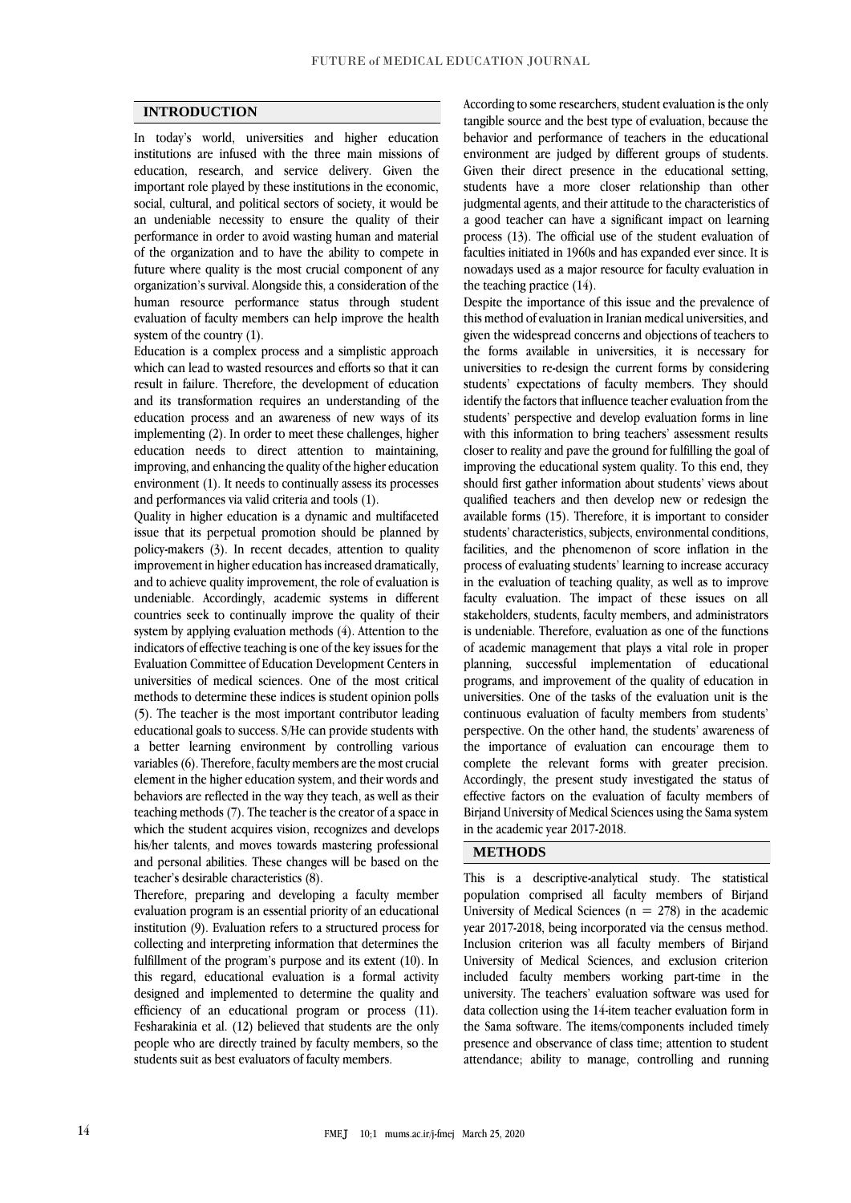## INTRODUCTION

In today's world, universities and higher education institutions are infused with the three main missions of education, research, and service delivery. Given the important role played by these institutions in the economic, social, cultural, and political sectors of society, it would be an undeniable necessity to ensure the quality of their performance in order to avoid wasting human and material of the organization and to have the ability to compete in future where quality is the most crucial component of any organization's survival. Alongside this, a consideration of the human resource performance status through student evaluation of faculty members can help improve the health system of the country (1).

Education is a complex process and a simplistic approach which can lead to wasted resources and efforts so that it can result in failure. Therefore, the development of education and its transformation requires an understanding of the education process and an awareness of new ways of its implementing (2). In order to meet these challenges, higher education needs to direct attention to maintaining, improving, and enhancing the quality of the higher education environment (1). It needs to continually assess its processes and performances via valid criteria and tools (1).

Quality in higher education is a dynamic and multifaceted issue that its perpetual promotion should be planned by policy-makers (3). In recent decades, attention to quality improvement in higher education has increased dramatically, and to achieve quality improvement, the role of evaluation is undeniable. Accordingly, academic systems in different countries seek to continually improve the quality of their system by applying evaluation methods (4). Attention to the indicators of effective teaching is one of the key issues for the Evaluation Committee of Education Development Centers in universities of medical sciences. One of the most critical methods to determine these indices is student opinion polls (5). The teacher is the most important contributor leading educational goals to success. S/He can provide students with a better learning environment by controlling various variables (6). Therefore, faculty members are the most crucial element in the higher education system, and their words and behaviors are reflected in the way they teach, as well as their teaching methods (7). The teacher is the creator of a space in which the student acquires vision, recognizes and develops his/her talents, and moves towards mastering professional and personal abilities. These changes will be based on the teacher's desirable characteristics (8).

Therefore, preparing and developing a faculty member evaluation program is an essential priority of an educational institution (9). Evaluation refers to a structured process for collecting and interpreting information that determines the fulfillment of the program's purpose and its extent (10). In this regard, educational evaluation is a formal activity designed and implemented to determine the quality and efficiency of an educational program or process (11). Fesharakinia et al. (12) believed that students are the only people who are directly trained by faculty members, so the students suit as best evaluators of faculty members.

According to some researchers, student evaluation is the only tangible source and the best type of evaluation, because the behavior and performance of teachers in the educational environment are judged by different groups of students. Given their direct presence in the educational setting, students have a more closer relationship than other judgmental agents, and their attitude to the characteristics of a good teacher can have a significant impact on learning process (13). The official use of the student evaluation of faculties initiated in 1960s and has expanded ever since. It is nowadays used as a major resource for faculty evaluation in the teaching practice (14).

Despite the importance of this issue and the prevalence of this method of evaluation in Iranian medical universities, and given the widespread concerns and objections of teachers to the forms available in universities, it is necessary for universities to re-design the current forms by considering students' expectations of faculty members. They should identify the factors that influence teacher evaluation from the students' perspective and develop evaluation forms in line with this information to bring teachers' assessment results closer to reality and pave the ground for fulfilling the goal of improving the educational system quality. To this end, they should first gather information about students' views about qualified teachers and then develop new or redesign the available forms (15). Therefore, it is important to consider students' characteristics, subjects, environmental conditions, facilities, and the phenomenon of score inflation in the process of evaluating students' learning to increase accuracy in the evaluation of teaching quality, as well as to improve faculty evaluation. The impact of these issues on all stakeholders, students, faculty members, and administrators is undeniable. Therefore, evaluation as one of the functions of academic management that plays a vital role in proper planning, successful implementation of educational programs, and improvement of the quality of education in universities. One of the tasks of the evaluation unit is the continuous evaluation of faculty members from students' perspective. On the other hand, the students' awareness of the importance of evaluation can encourage them to complete the relevant forms with greater precision. Accordingly, the present study investigated the status of effective factors on the evaluation of faculty members of Birjand University of Medical Sciences using the Sama system in the academic year 2017-2018.

## METHODS

This is a descriptive-analytical study. The statistical population comprised all faculty members of Birjand University of Medical Sciences (n = 278) in the academic year 2017-2018, being incorporated via the census method. Inclusion criterion was all faculty members of Birjand University of Medical Sciences, and exclusion criterion included faculty members working part-time in the university. The teachers' evaluation software was used for data collection using the 14-item teacher evaluation form in the Sama software. The items/components included timely presence and observance of class time; attention to student attendance; ability to manage, controlling and running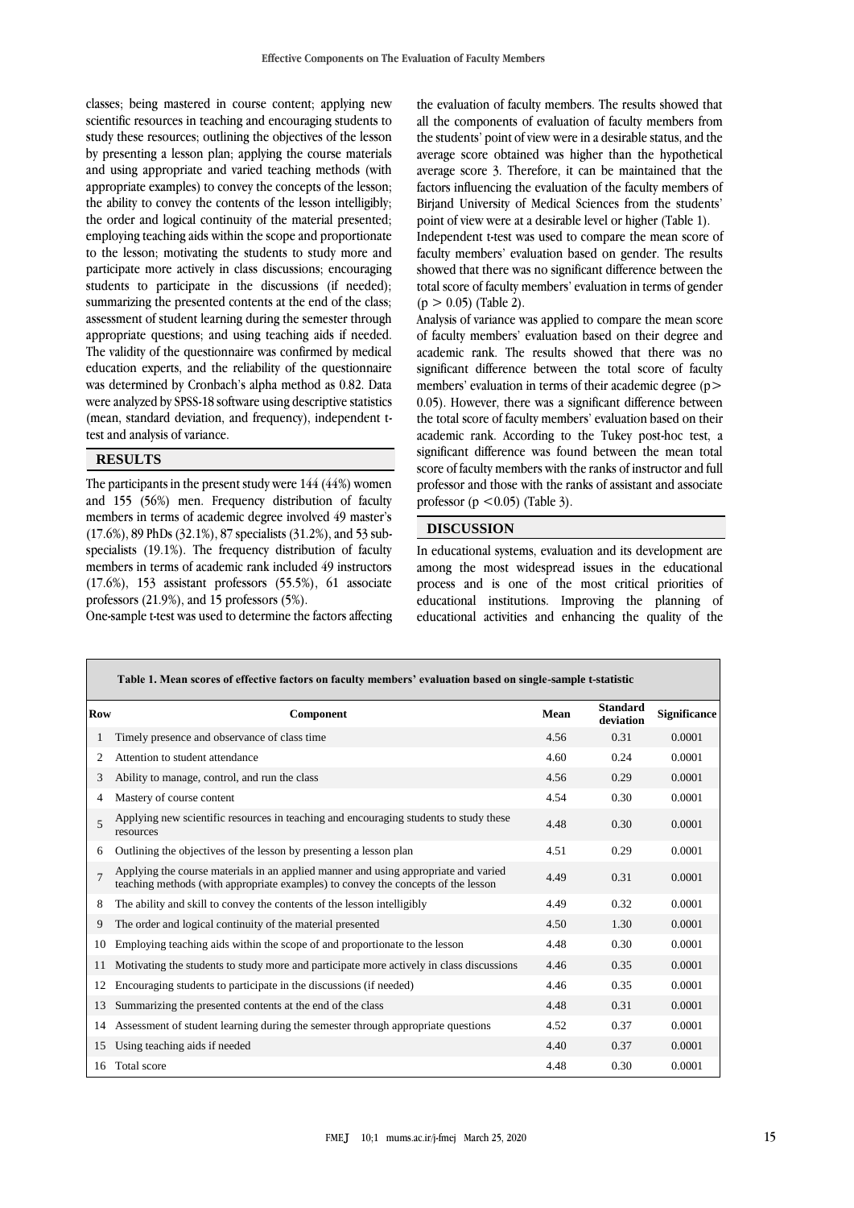classes; being mastered in course content; applying new scientific resources in teaching and encouraging students to study these resources; outlining the objectives of the lesson by presenting a lesson plan; applying the course materials and using appropriate and varied teaching methods (with appropriate examples) to convey the concepts of the lesson; the ability to convey the contents of the lesson intelligibly; the order and logical continuity of the material presented; employing teaching aids within the scope and proportionate to the lesson; motivating the students to study more and participate more actively in class discussions; encouraging students to participate in the discussions (if needed); summarizing the presented contents at the end of the class; assessment of student learning during the semester through appropriate questions; and using teaching aids if needed. The validity of the questionnaire was confirmed by medical education experts, and the reliability of the questionnaire was determined by Cronbach's alpha method as 0.82. Data were analyzed by SPSS-18 software using descriptive statistics (mean, standard deviation, and frequency), independent t-test and analysis of variance.

## RESULTS

The participants in the present study were 144 (44%) women and 155 (56%) men. Frequency distribution of faculty members in terms of academic degree involved 49 master's (17.6%), 89 PhDs (32.1%), 87 specialists (31.2%), and 53 sub-specialists (19.1%). The frequency distribution of faculty members in terms of academic rank included 49 instructors (17.6%), 153 assistant professors (55.5%), 61 associate professors (21.9%), and 15 professors (5%).

One-sample t-test was used to determine the factors affecting the evaluation of faculty members. The results showed that all the components of evaluation of faculty members from the students' point of view were in a desirable status, and the average score obtained was higher than the hypothetical average score 3. Therefore, it can be maintained that the factors influencing the evaluation of the faculty members of Birjand University of Medical Sciences from the students' point of view were at a desirable level or higher (Table 1).

Independent t-test was used to compare the mean score of faculty members' evaluation based on gender. The results showed that there was no significant difference between the total score of faculty members' evaluation in terms of gender ($p > 0.05$) (Table 2).

Analysis of variance was applied to compare the mean score of faculty members' evaluation based on their degree and academic rank. The results showed that there was no significant difference between the total score of faculty members' evaluation in terms of their academic degree ($p > 0.05$). However, there was a significant difference between the total score of faculty members' evaluation based on their academic rank. According to the Tukey post-hoc test, a significant difference was found between the mean total score of faculty members with the ranks of instructor and full professor and those with the ranks of assistant and associate professor ($p < 0.05$) (Table 3).

## DISCUSSION

In educational systems, evaluation and its development are among the most widespread issues in the educational process and is one of the most critical priorities of educational institutions. Improving the planning of educational activities and enhancing the quality of the

**Table 1. Mean scores of effective factors on faculty members' evaluation based on single-sample t-statistic**

| Row | Component | Mean | Standard deviation | Significance |
|---|---|---|---|---|
| 1 | Timely presence and observance of class time | 4.56 | 0.31 | 0.0001 |
| 2 | Attention to student attendance | 4.60 | 0.24 | 0.0001 |
| 3 | Ability to manage, control, and run the class | 4.56 | 0.29 | 0.0001 |
| 4 | Mastery of course content | 4.54 | 0.30 | 0.0001 |
| 5 | Applying new scientific resources in teaching and encouraging students to study these resources | 4.48 | 0.30 | 0.0001 |
| 6 | Outlining the objectives of the lesson by presenting a lesson plan | 4.51 | 0.29 | 0.0001 |
| 7 | Applying the course materials in an applied manner and using appropriate and varied teaching methods (with appropriate examples) to convey the concepts of the lesson | 4.49 | 0.31 | 0.0001 |
| 8 | The ability and skill to convey the contents of the lesson intelligibly | 4.49 | 0.32 | 0.0001 |
| 9 | The order and logical continuity of the material presented | 4.50 | 1.30 | 0.0001 |
| 10 | Employing teaching aids within the scope of and proportionate to the lesson | 4.48 | 0.30 | 0.0001 |
| 11 | Motivating the students to study more and participate more actively in class discussions | 4.46 | 0.35 | 0.0001 |
| 12 | Encouraging students to participate in the discussions (if needed) | 4.46 | 0.35 | 0.0001 |
| 13 | Summarizing the presented contents at the end of the class | 4.48 | 0.31 | 0.0001 |
| 14 | Assessment of student learning during the semester through appropriate questions | 4.52 | 0.37 | 0.0001 |
| 15 | Using teaching aids if needed | 4.40 | 0.37 | 0.0001 |
| 16 | Total score | 4.48 | 0.30 | 0.0001 |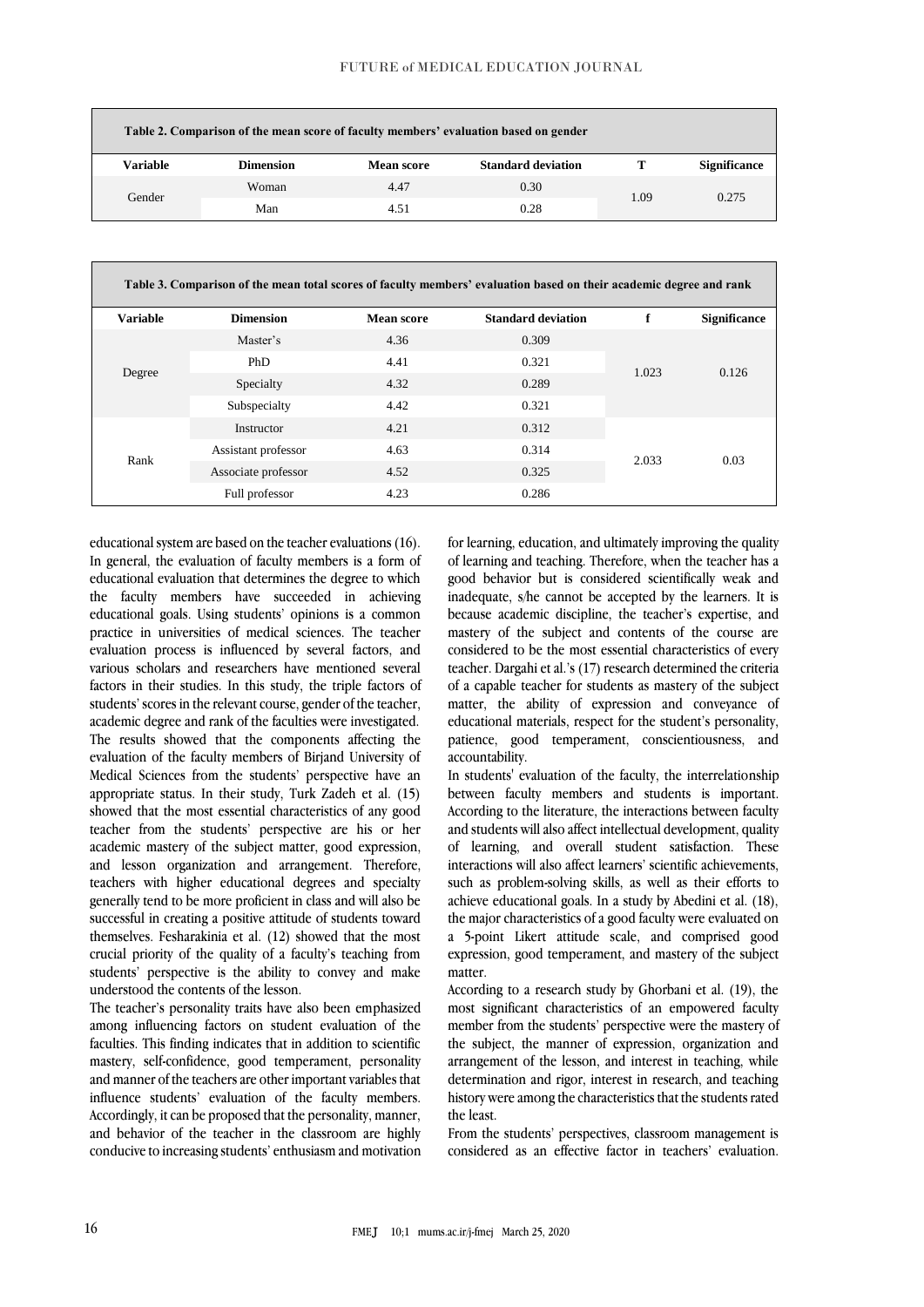**Table 2. Comparison of the mean score of faculty members' evaluation based on gender**

| Variable | Dimension | Mean score | Standard deviation | T | Significance |
|---|---|---|---|---|---|
| Gender | Woman | 4.47 | 0.30 | 1.09 | 0.275 |
| | Man | 4.51 | 0.28 | | |

**Table 3. Comparison of the mean total scores of faculty members' evaluation based on their academic degree and rank**

| Variable | Dimension | Mean score | Standard deviation | f | Significance |
|---|---|---|---|---|---|
| Degree | Master's | 4.36 | 0.309 | 1.023 | 0.126 |
| | PhD | 4.41 | 0.321 | | |
| | Specialty | 4.32 | 0.289 | | |
| | Subspecialty | 4.42 | 0.321 | | |
| Rank | Instructor | 4.21 | 0.312 | 2.033 | 0.03 |
| | Assistant professor | 4.63 | 0.314 | | |
| | Associate professor | 4.52 | 0.325 | | |
| | Full professor | 4.23 | 0.286 | | |

educational system are based on the teacher evaluations (16). In general, the evaluation of faculty members is a form of educational evaluation that determines the degree to which the faculty members have succeeded in achieving educational goals. Using students' opinions is a common practice in universities of medical sciences. The teacher evaluation process is influenced by several factors, and various scholars and researchers have mentioned several factors in their studies. In this study, the triple factors of students' scores in the relevant course, gender of the teacher, academic degree and rank of the faculties were investigated. The results showed that the components affecting the evaluation of the faculty members of Birjand University of Medical Sciences from the students' perspective have an appropriate status. In their study, Turk Zadeh et al. (15) showed that the most essential characteristics of any good teacher from the students' perspective are his or her academic mastery of the subject matter, good expression, and lesson organization and arrangement. Therefore, teachers with higher educational degrees and specialty generally tend to be more proficient in class and will also be successful in creating a positive attitude of students toward themselves. Fesharakinia et al. (12) showed that the most crucial priority of the quality of a faculty's teaching from students' perspective is the ability to convey and make understood the contents of the lesson.

The teacher's personality traits have also been emphasized among influencing factors on student evaluation of the faculties. This finding indicates that in addition to scientific mastery, self-confidence, good temperament, personality and manner of the teachers are other important variables that influence students' evaluation of the faculty members. Accordingly, it can be proposed that the personality, manner, and behavior of the teacher in the classroom are highly conducive to increasing students' enthusiasm and motivation for learning, education, and ultimately improving the quality of learning and teaching. Therefore, when the teacher has a good behavior but is considered scientifically weak and inadequate, s/he cannot be accepted by the learners. It is because academic discipline, the teacher's expertise, and mastery of the subject and contents of the course are considered to be the most essential characteristics of every teacher. Dargahi et al.'s (17) research determined the criteria of a capable teacher for students as mastery of the subject matter, the ability of expression and conveyance of educational materials, respect for the student's personality, patience, good temperament, conscientiousness, and accountability.

In students' evaluation of the faculty, the interrelationship between faculty members and students is important. According to the literature, the interactions between faculty and students will also affect intellectual development, quality of learning, and overall student satisfaction. These interactions will also affect learners' scientific achievements, such as problem-solving skills, as well as their efforts to achieve educational goals. In a study by Abedini et al. (18), the major characteristics of a good faculty were evaluated on a 5-point Likert attitude scale, and comprised good expression, good temperament, and mastery of the subject matter.

According to a research study by Ghorbani et al. (19), the most significant characteristics of an empowered faculty member from the students' perspective were the mastery of the subject, the manner of expression, organization and arrangement of the lesson, and interest in teaching, while determination and rigor, interest in research, and teaching history were among the characteristics that the students rated the least.

From the students' perspectives, classroom management is considered as an effective factor in teachers' evaluation.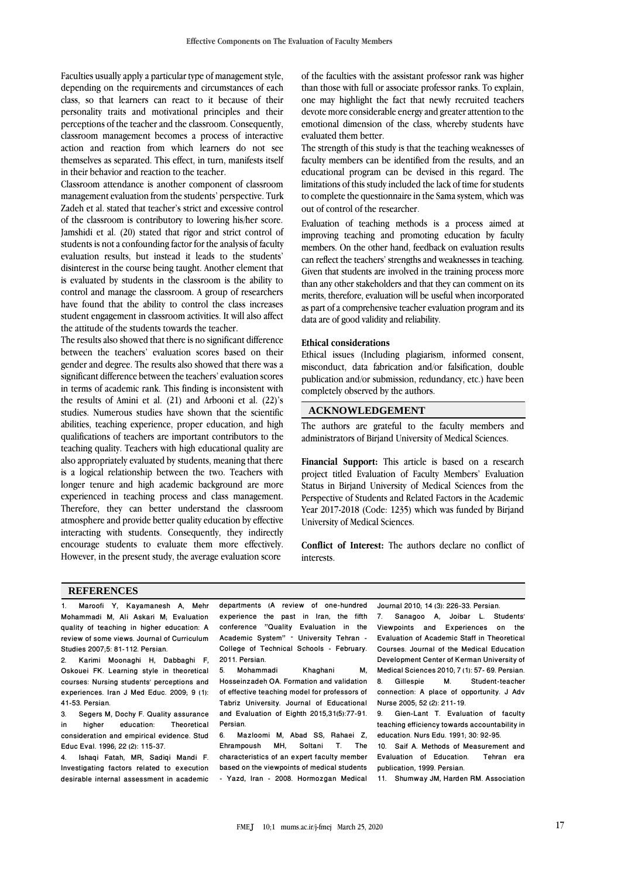Faculties usually apply a particular type of management style, depending on the requirements and circumstances of each class, so that learners can react to it because of their personality traits and motivational principles and their perceptions of the teacher and the classroom. Consequently, classroom management becomes a process of interactive action and reaction from which learners do not see themselves as separated. This effect, in turn, manifests itself in their behavior and reaction to the teacher.

Classroom attendance is another component of classroom management evaluation from the students' perspective. Turk Zadeh et al. stated that teacher's strict and excessive control of the classroom is contributory to lowering his/her score. Jamshidi et al. (20) stated that rigor and strict control of students is not a confounding factor for the analysis of faculty evaluation results, but instead it leads to the students' disinterest in the course being taught. Another element that is evaluated by students in the classroom is the ability to control and manage the classroom. A group of researchers have found that the ability to control the class increases student engagement in classroom activities. It will also affect the attitude of the students towards the teacher.

The results also showed that there is no significant difference between the teachers' evaluation scores based on their gender and degree. The results also showed that there was a significant difference between the teachers' evaluation scores in terms of academic rank. This finding is inconsistent with the results of Amini et al. (21) and Arbooni et al. (22)'s studies. Numerous studies have shown that the scientific abilities, teaching experience, proper education, and high qualifications of teachers are important contributors to the teaching quality. Teachers with high educational quality are also appropriately evaluated by students, meaning that there is a logical relationship between the two. Teachers with longer tenure and high academic background are more experienced in teaching process and class management. Therefore, they can better understand the classroom atmosphere and provide better quality education by effective interacting with students. Consequently, they indirectly encourage students to evaluate them more effectively. However, in the present study, the average evaluation score of the faculties with the assistant professor rank was higher than those with full or associate professor ranks. To explain, one may highlight the fact that newly recruited teachers devote more considerable energy and greater attention to the emotional dimension of the class, whereby students have evaluated them better.

The strength of this study is that the teaching weaknesses of faculty members can be identified from the results, and an educational program can be devised in this regard. The limitations of this study included the lack of time for students to complete the questionnaire in the Sama system, which was out of control of the researcher.

Evaluation of teaching methods is a process aimed at improving teaching and promoting education by faculty members. On the other hand, feedback on evaluation results can reflect the teachers' strengths and weaknesses in teaching. Given that students are involved in the training process more than any other stakeholders and that they can comment on its merits, therefore, evaluation will be useful when incorporated as part of a comprehensive teacher evaluation program and its data are of good validity and reliability.

### Ethical considerations

Ethical issues (Including plagiarism, informed consent, misconduct, data fabrication and/or falsification, double publication and/or submission, redundancy, etc.) have been completely observed by the authors.

## ACKNOWLEDGEMENT

The authors are grateful to the faculty members and administrators of Birjand University of Medical Sciences.

**Financial Support:** This article is based on a research project titled Evaluation of Faculty Members' Evaluation Status in Birjand University of Medical Sciences from the Perspective of Students and Related Factors in the Academic Year 2017-2018 (Code: 1235) which was funded by Birjand University of Medical Sciences.

**Conflict of Interest:** The authors declare no conflict of interests.

## REFERENCES

1. Maroofi Y, Kayamanesh A, Mehr Mohammadi M, Ali Askari M; Evaluation quality of teaching in higher education: A review of some views. Journal of Curriculum Studies 2007;5: 81-112. Persian.
2. Karimi Moonaghi H, Dabbaghi F, Oskouei FK. Learning style in theoretical courses: Nursing students' perceptions and experiences. Iran J Med Educ. 2009; 9 (1): 41-53. Persian.
3. Segers M, Dochy F. Quality assurance in higher education: Theoretical consideration and empirical evidence. Stud Educ Eval. 1996; 22 (2): 115-37.
4. Ishaqi Fatah, MR, Sadiqi Mandi F. Investigating factors related to execution desirable internal assessment in academic departments (A review of one-hundred experience the past in Iran, the fifth conference "Quality Evaluation in the Academic System" - University Tehran - College of Technical Schools - February. 2011. Persian.
5. Mohammadi Khaghani M, Hosseinzadeh OA. Formation and validation of effective teaching model for professors of Tabriz University. Journal of Educational and Evaluation of Eighth 2015,31(5):77-91. Persian.
6. Mazloomi M, Abad SS, Rahaei Z, Ehrampoush MH, Soltani T. The characteristics of an expert faculty member based on the viewpoints of medical students - Yazd, Iran - 2008. Hormozgan Medical Journal 2010; 14 (3): 226-33. Persian.
7. Sanagoo A, Joibar L. Students' Viewpoints and Experiences on the Evaluation of Academic Staff in Theoretical Courses. Journal of the Medical Education Development Center of Kerman University of Medical Sciences 2010; 7 (1): 57- 69. Persian.
8. Gillespie M. Student-teacher connection: A place of opportunity. J Adv Nurse 2005; 52 (2): 211-19.
9. Gien-Lant T. Evaluation of faculty teaching efficiency towards accountability in education. Nurs Edu. 1991; 30: 92-95.
10. Saif A. Methods of Measurement and Evaluation of Education. Tehran era publication, 1999. Persian.
11. Shumway JM, Harden RM. Association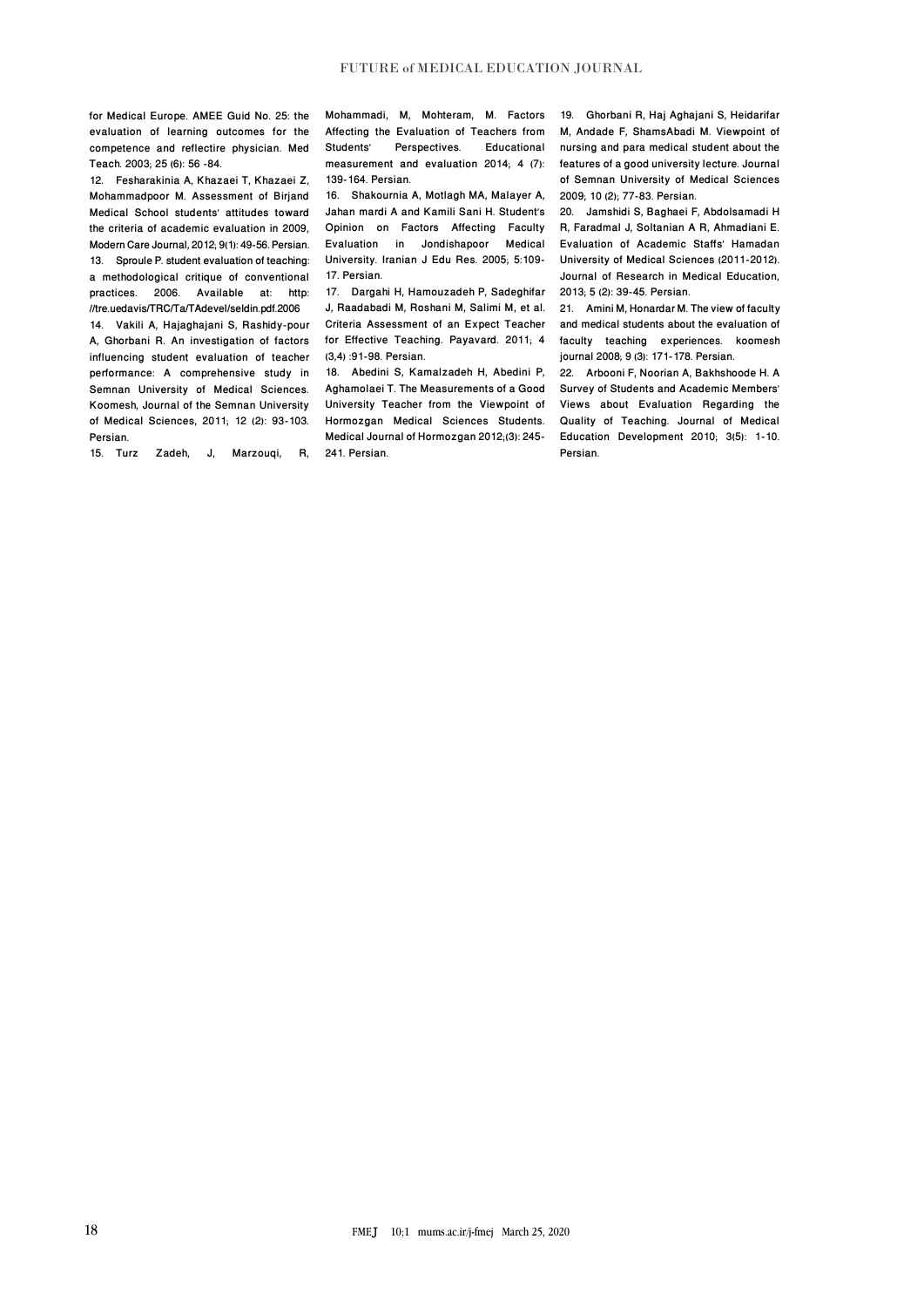for Medical Europe. AMEE Guid No. 25: the evaluation of learning outcomes for the competence and reflectire physician. Med Teach. 2003; 25 (6): 56 -84.

12. Fesharakinia A, Khazaei T, Khazaei Z, Mohammadpoor M. Assessment of Birjand Medical School students' attitudes toward the criteria of academic evaluation in 2009, Modern Care Journal, 2012; 9(1): 49-56. Persian.

13. Sproule P. student evaluation of teaching: a methodological critique of conventional practices. 2006. Available at: http://tre.uedavis/TRC/Ta/TAdevel/seldin.pdf.2006

14. Vakili A, Hajaghajani S, Rashidy-pour A, Ghorbani R. An investigation of factors influencing student evaluation of teacher performance: A comprehensive study in Semnan University of Medical Sciences. Koomesh, Journal of the Semnan University of Medical Sciences, 2011; 12 (2): 93-103. Persian.

15. Turz Zadeh, J, Marzouqi, R, Mohammadi, M, Mohteram, M. Factors Affecting the Evaluation of Teachers from Students' Perspectives. Educational measurement and evaluation 2014; 4 (7): 139-164. Persian.

16. Shakournia A, Motlagh MA, Malayer A, Jahan mardi A and Kamili Sani H. Student's Opinion on Factors Affecting Faculty Evaluation in Jondishapoor Medical University. Iranian J Edu Res. 2005; 5:109-17. Persian.

17. Dargahi H, Hamouzadeh P, Sadeghifar J, Raadabadi M, Roshani M, Salimi M, et al. Criteria Assessment of an Expect Teacher for Effective Teaching. Payavard. 2011; 4 (3,4) :91-98. Persian.

18. Abedini S, Kamalzadeh H, Abedini P, Aghamolaei T. The Measurements of a Good University Teacher from the Viewpoint of Hormozgan Medical Sciences Students. Medical Journal of Hormozgan 2012;(3): 245-241. Persian.

19. Ghorbani R, Haj Aghajani S, Heidarifar M, Andade F, ShamsAbadi M. Viewpoint of nursing and para medical student about the features of a good university lecture. Journal of Semnan University of Medical Sciences 2009; 10 (2); 77-83. Persian.

20. Jamshidi S, Baghaei F, Abdolsamadi H R, Faradmal J, Soltanian A R, Ahmadiani E. Evaluation of Academic Staffs' Hamadan University of Medical Sciences (2011-2012). Journal of Research in Medical Education, 2013; 5 (2): 39-45. Persian.

21. Amini M, Honardar M. The view of faculty and medical students about the evaluation of faculty teaching experiences. koomesh journal 2008; 9 (3): 171-178. Persian.

22. Arbooni F, Noorian A, Bakhshoode H. A Survey of Students and Academic Members' Views about Evaluation Regarding the Quality of Teaching. Journal of Medical Education Development 2010; 3(5): 1-10. Persian.